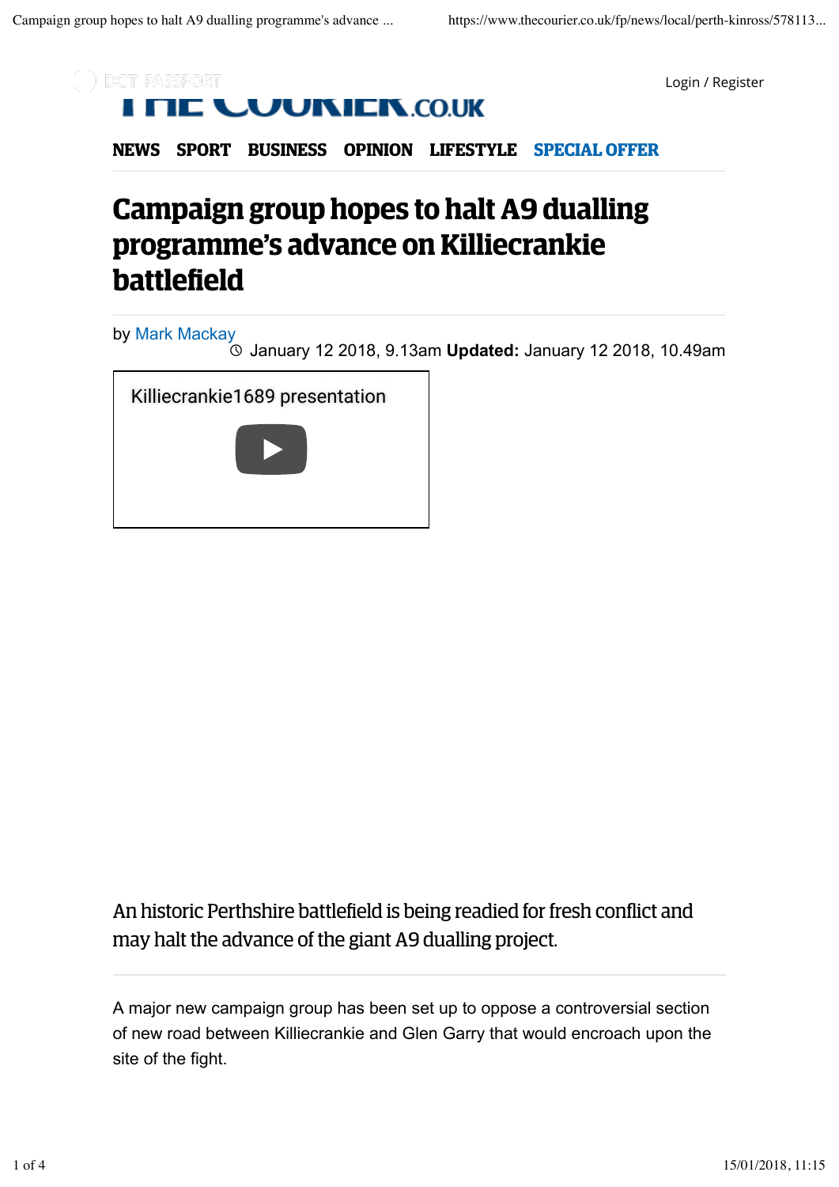# Campaign group hopes to halt A9 dualling programme's advance on Killiecrankie battlefield

by Mark Mackay

January 12 2018, 9.13am **Updated:** January 12 2018, 10.49am

Killiecrankie1689 presentation

An historic Perthshire battlefield is being readied for fresh conflict and may halt the advance of the giant A9 dualling project.

A major new campaign group has been set up to oppose a controversial section of new road between Killiecrankie and Glen Garry that would encroach upon the site of the fight.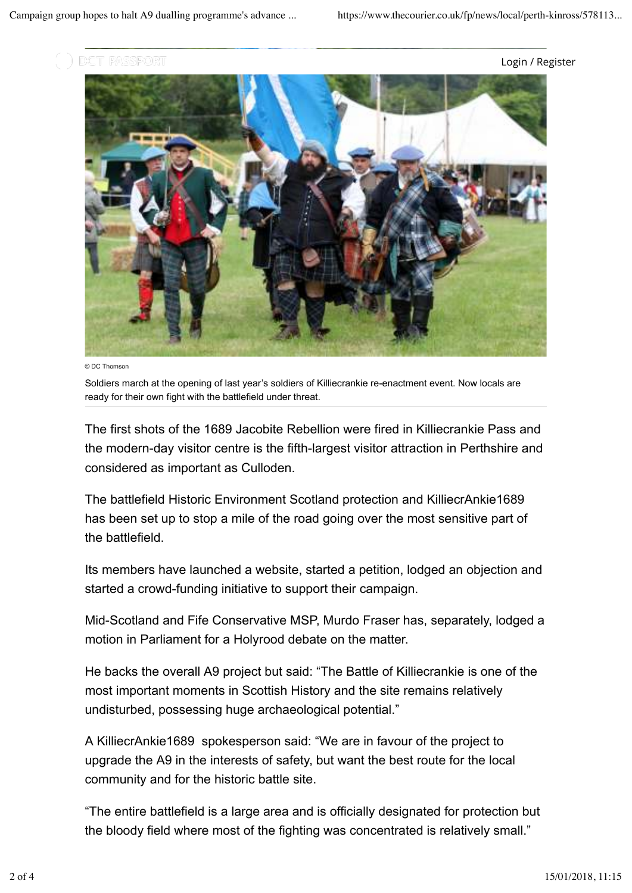© DC Thomson

Soldiers march at the opening of last year's soldiers of Killiecrankie re-enactment event. Now locals are ready for their own fight with the battlefield under threat.

The first shots of the 1689 Jacobite Rebellion were fired in Killiecrankie Pass and the modern-day visitor centre is the fifth-largest visitor attraction in Perthshire and considered as important as Culloden.

The battlefield Historic Environment Scotland protection and KilliecrAnkie1689 has been set up to stop a mile of the road going over the most sensitive part of the battlefield.

Its members have launched a website, started a petition, lodged an objection and started a crowd-funding initiative to support their campaign.

Mid-Scotland and Fife Conservative MSP, Murdo Fraser has, separately, lodged a motion in Parliament for a Holyrood debate on the matter.

He backs the overall A9 project but said: "The Battle of Killiecrankie is one of the most important moments in Scottish History and the site remains relatively undisturbed, possessing huge archaeological potential."

A KilliecrAnkie1689 spokesperson said: "We are in favour of the project to upgrade the A9 in the interests of safety, but want the best route for the local community and for the historic battle site.

"The entire battlefield is a large area and is officially designated for protection but the bloody field where most of the fighting was concentrated is relatively small."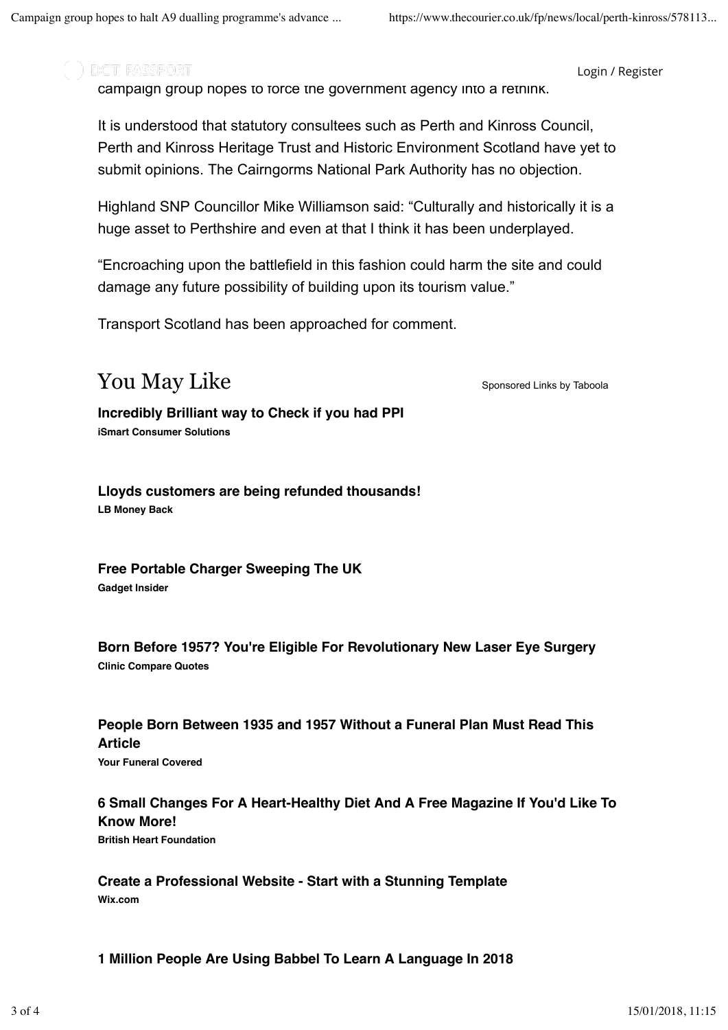campaign group hopes to force the government agency into a rethink.

It is understood that statutory consultees such as Perth and Kinross Council, Perth and Kinross Heritage Trust and Historic Environment Scotland have yet to submit opinions. The Cairngorms National Park Authority has no objection.

Highland SNP Councillor Mike Williamson said: "Culturally and historically it is a huge asset to Perthshire and even at that I think it has been underplayed.

"Encroaching upon the battlefield in this fashion could harm the site and could damage any future possibility of building upon its tourism value."

Transport Scotland has been approached for comment.

## You May Like

Sponsored Links by Taboola

**Incredibly Brilliant way to Check if you had PPI**
**iSmart Consumer Solutions**

**Lloyds customers are being refunded thousands!**
**LB Money Back**

**Free Portable Charger Sweeping The UK**
**Gadget Insider**

**Born Before 1957? You're Eligible For Revolutionary New Laser Eye Surgery**
**Clinic Compare Quotes**

**People Born Between 1935 and 1957 Without a Funeral Plan Must Read This Article**
**Your Funeral Covered**

**6 Small Changes For A Heart-Healthy Diet And A Free Magazine If You'd Like To Know More!**
**British Heart Foundation**

**Create a Professional Website - Start with a Stunning Template**
**Wix.com**

**1 Million People Are Using Babbel To Learn A Language In 2018**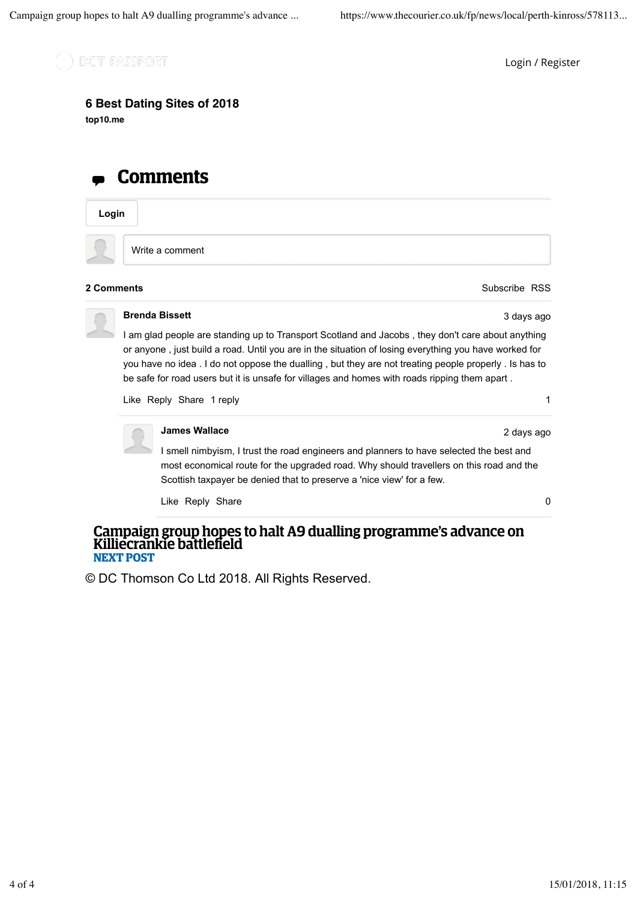DCT PASSPORT

Login / Register

**6 Best Dating Sites of 2018**
**top10.me**

# Comments

Login

Write a comment

**2 Comments**

Subscribe RSS

**Brenda Bissett** 3 days ago

I am glad people are standing up to Transport Scotland and Jacobs , they don't care about anything or anyone , just build a road. Until you are in the situation of losing everything you have worked for you have no idea . I do not oppose the dualling , but they are not treating people properly . Is has to be safe for road users but it is unsafe for villages and homes with roads ripping them apart .

Like Reply Share 1 reply 1

**James Wallace** 2 days ago

I smell nimbyism, I trust the road engineers and planners to have selected the best and most economical route for the upgraded road. Why should travellers on this road and the Scottish taxpayer be denied that to preserve a 'nice view' for a few.

Like Reply Share 0

**Campaign group hopes to halt A9 dualling programme's advance on Killiecrankie battlefield**
**NEXT POST**

© DC Thomson Co Ltd 2018. All Rights Reserved.